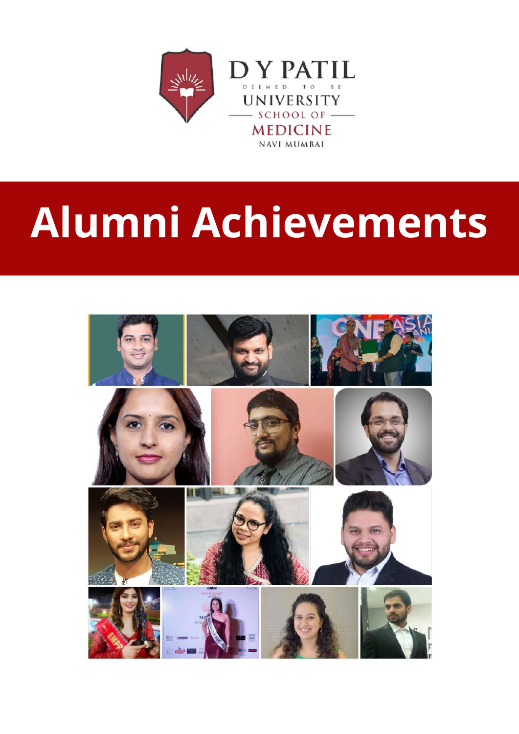D Y PATIL

DEEMED TO BE

UNIVERSITY

SCHOOL OF

MEDICINE

NAVI MUMBAI

# Alumni Achievements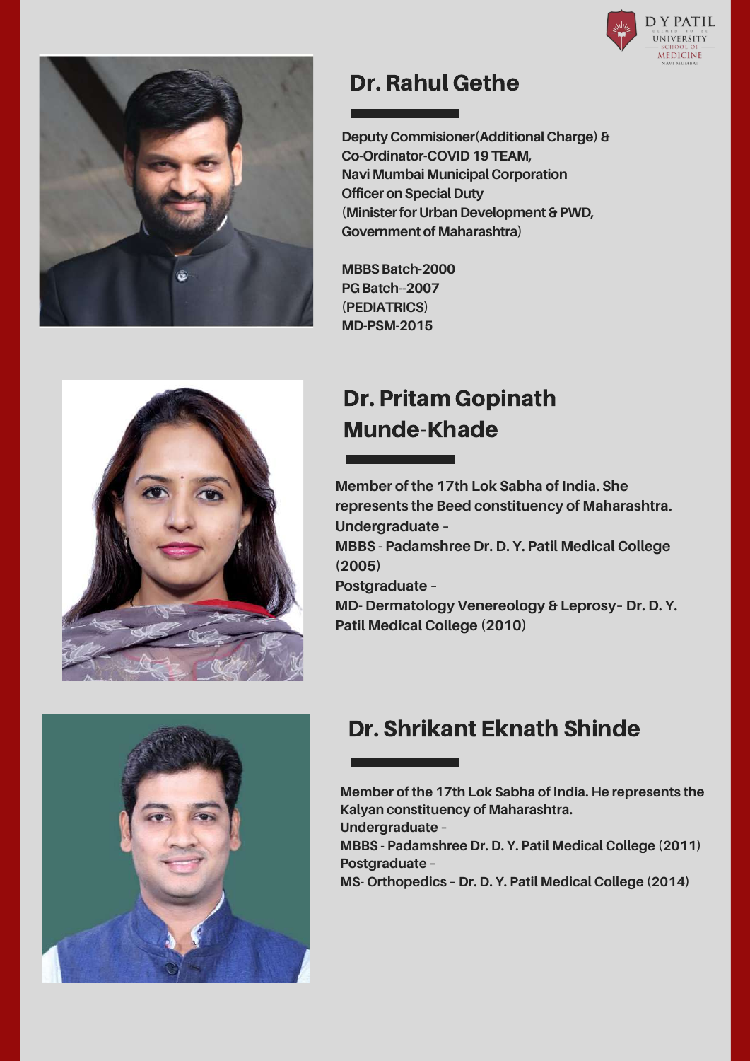## Dr. Rahul Gethe

**Deputy Commisioner(Additional Charge) & Co-Ordinator-COVID 19 TEAM, Navi Mumbai Municipal Corporation Officer on Special Duty (Minister for Urban Development & PWD, Government of Maharashtra)**

**MBBS Batch-2000**
**PG Batch--2007**
**(PEDIATRICS)**
**MD-PSM-2015**

## Dr. Pritam Gopinath Munde-Khade

**Member of the 17th Lok Sabha of India. She represents the Beed constituency of Maharashtra.**
**Undergraduate –**
**MBBS - Padamshree Dr. D. Y. Patil Medical College (2005)**
**Postgraduate –**
**MD- Dermatology Venereology & Leprosy– Dr. D. Y. Patil Medical College (2010)**

## Dr. Shrikant Eknath Shinde

**Member of the 17th Lok Sabha of India. He represents the Kalyan constituency of Maharashtra.**
**Undergraduate –**
**MBBS - Padamshree Dr. D. Y. Patil Medical College (2011)**
**Postgraduate –**
**MS- Orthopedics – Dr. D. Y. Patil Medical College (2014)**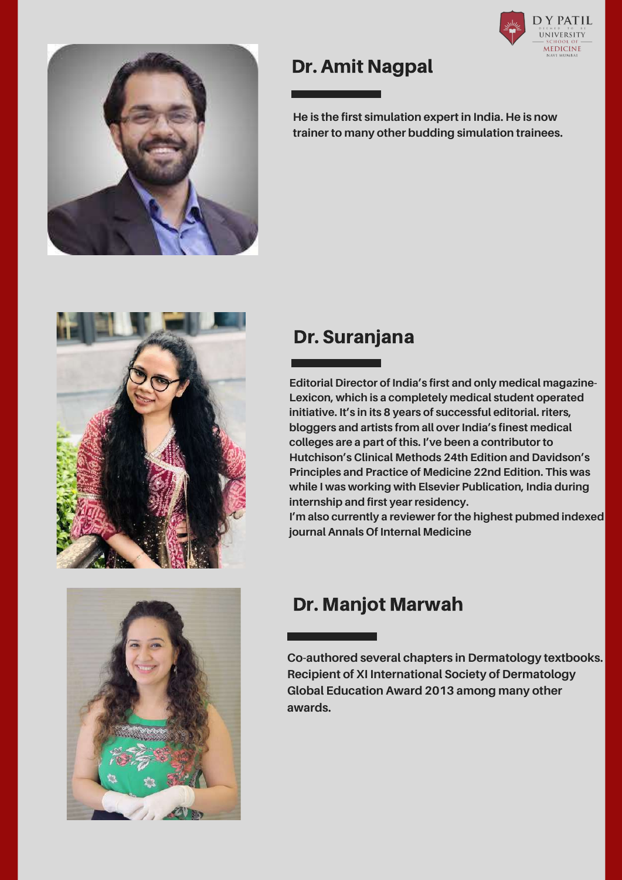## Dr. Amit Nagpal

He is the first simulation expert in India. He is now trainer to many other budding simulation trainees.

## Dr. Suranjana

Editorial Director of India's first and only medical magazine- Lexicon, which is a completely medical student operated initiative. It's in its 8 years of successful editorial. riters, bloggers and artists from all over India's finest medical colleges are a part of this. I've been a contributor to Hutchison's Clinical Methods 24th Edition and Davidson's Principles and Practice of Medicine 22nd Edition. This was while I was working with Elsevier Publication, India during internship and first year residency.
I'm also currently a reviewer for the highest pubmed indexed journal Annals Of Internal Medicine

## Dr. Manjot Marwah

Co-authored several chapters in Dermatology textbooks. Recipient of XI International Society of Dermatology Global Education Award 2013 among many other awards.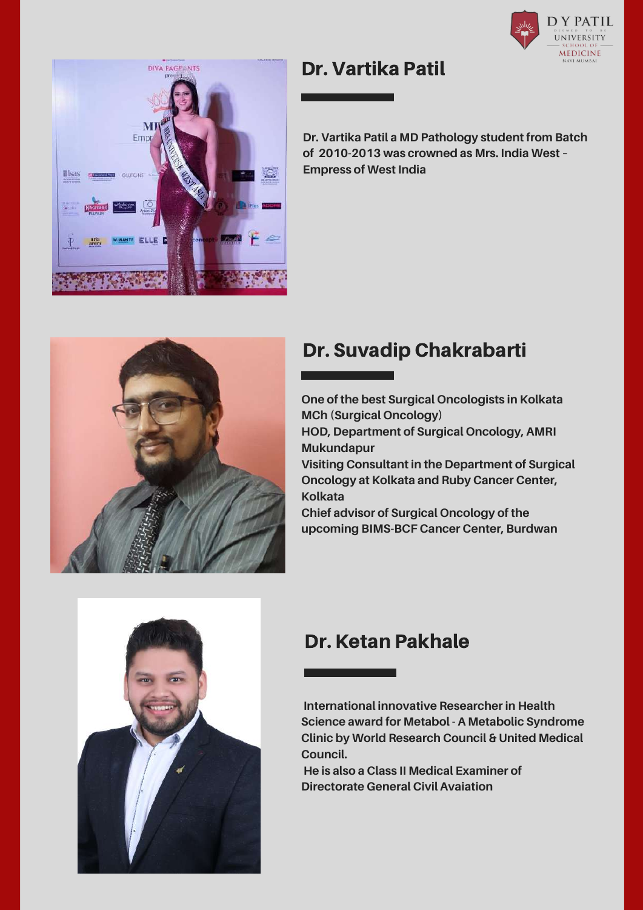## Dr. Vartika Patil

Dr. Vartika Patil a MD Pathology student from Batch of 2010-2013 was crowned as Mrs. India West - Empress of West India

## Dr. Suvadip Chakrabarti

One of the best Surgical Oncologists in Kolkata
MCh (Surgical Oncology)
HOD, Department of Surgical Oncology, AMRI Mukundapur
Visiting Consultant in the Department of Surgical Oncology at Kolkata and Ruby Cancer Center, Kolkata
Chief advisor of Surgical Oncology of the upcoming BIMS-BCF Cancer Center, Burdwan

## Dr. Ketan Pakhale

International innovative Researcher in Health Science award for Metabol - A Metabolic Syndrome Clinic by World Research Council & United Medical Council.

He is also a Class II Medical Examiner of Directorate General Civil Avaiation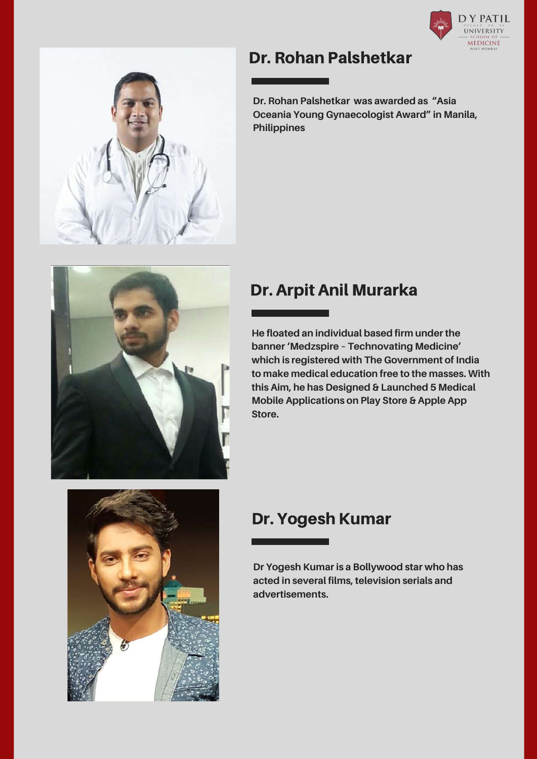## Dr. Rohan Palshetkar

**Dr. Rohan Palshetkar was awarded as "Asia Oceania Young Gynaecologist Award" in Manila, Philippines**

## Dr. Arpit Anil Murarka

**He floated an individual based firm under the banner 'Medzspire – Technovating Medicine' which is registered with The Government of India to make medical education free to the masses. With this Aim, he has Designed & Launched 5 Medical Mobile Applications on Play Store & Apple App Store.**

## Dr. Yogesh Kumar

**Dr Yogesh Kumar is a Bollywood star who has acted in several films, television serials and advertisements.**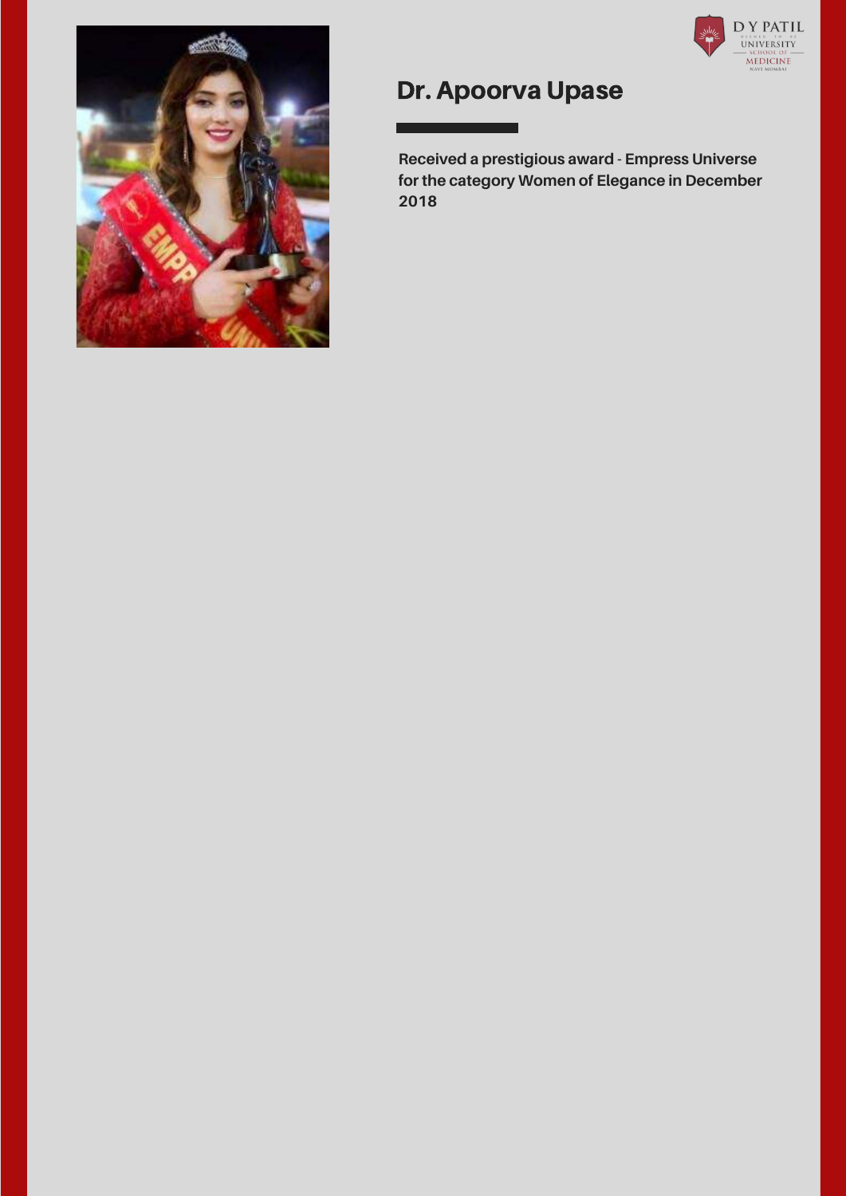## Dr. Apoorva Upase

**Received a prestigious award - Empress Universe for the category Women of Elegance in December 2018**